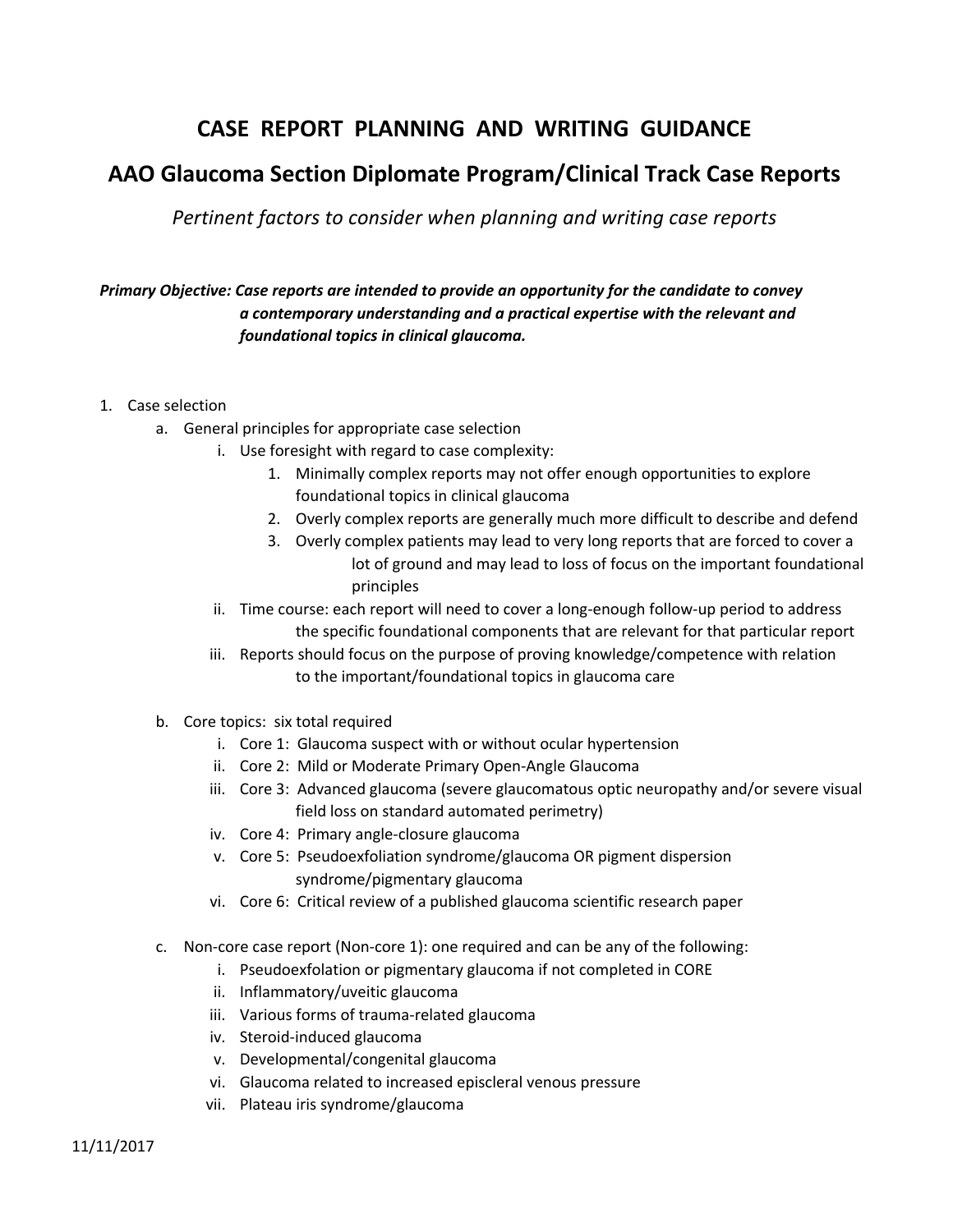# CASE REPORT PLANNING AND WRITING GUIDANCE

## AAO Glaucoma Section Diplomate Program/Clinical Track Case Reports

*Pertinent factors to consider when planning and writing case reports*

***Primary Objective: Case reports are intended to provide an opportunity for the candidate to convey a contemporary understanding and a practical expertise with the relevant and foundational topics in clinical glaucoma.***

1. Case selection
   a. General principles for appropriate case selection
      i. Use foresight with regard to case complexity:
         1. Minimally complex reports may not offer enough opportunities to explore foundational topics in clinical glaucoma
         2. Overly complex reports are generally much more difficult to describe and defend
         3. Overly complex patients may lead to very long reports that are forced to cover a lot of ground and may lead to loss of focus on the important foundational principles
      ii. Time course: each report will need to cover a long-enough follow-up period to address the specific foundational components that are relevant for that particular report
      iii. Reports should focus on the purpose of proving knowledge/competence with relation to the important/foundational topics in glaucoma care

   b. Core topics: six total required
      i. Core 1: Glaucoma suspect with or without ocular hypertension
      ii. Core 2: Mild or Moderate Primary Open-Angle Glaucoma
      iii. Core 3: Advanced glaucoma (severe glaucomatous optic neuropathy and/or severe visual field loss on standard automated perimetry)
      iv. Core 4: Primary angle-closure glaucoma
      v. Core 5: Pseudoexfoliation syndrome/glaucoma OR pigment dispersion syndrome/pigmentary glaucoma
      vi. Core 6: Critical review of a published glaucoma scientific research paper

   c. Non-core case report (Non-core 1): one required and can be any of the following:
      i. Pseudoexfolation or pigmentary glaucoma if not completed in CORE
      ii. Inflammatory/uveitic glaucoma
      iii. Various forms of trauma-related glaucoma
      iv. Steroid-induced glaucoma
      v. Developmental/congenital glaucoma
      vi. Glaucoma related to increased episcleral venous pressure
      vii. Plateau iris syndrome/glaucoma

11/11/2017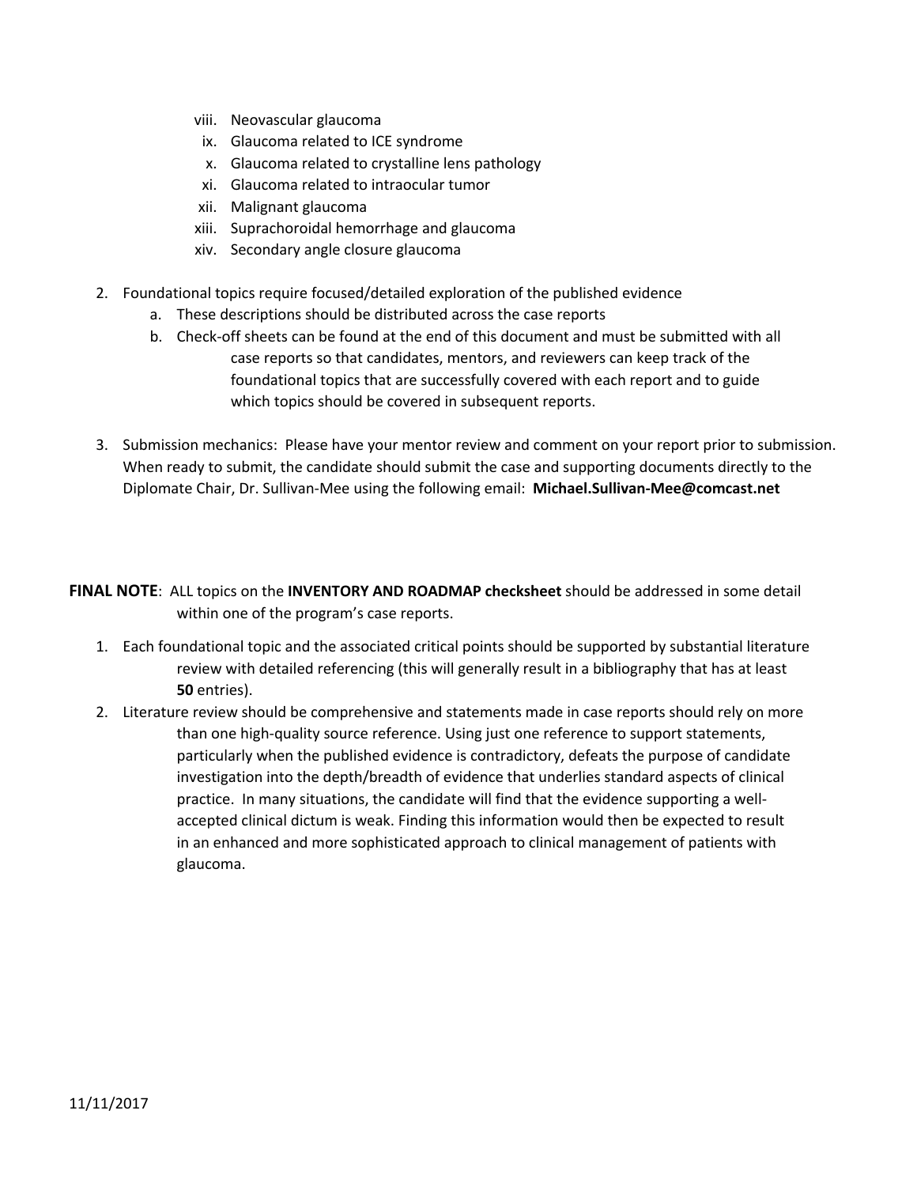viii. Neovascular glaucoma
ix. Glaucoma related to ICE syndrome
x. Glaucoma related to crystalline lens pathology
xi. Glaucoma related to intraocular tumor
xii. Malignant glaucoma
xiii. Suprachoroidal hemorrhage and glaucoma
xiv. Secondary angle closure glaucoma

2. Foundational topics require focused/detailed exploration of the published evidence
   a. These descriptions should be distributed across the case reports
   b. Check-off sheets can be found at the end of this document and must be submitted with all case reports so that candidates, mentors, and reviewers can keep track of the foundational topics that are successfully covered with each report and to guide which topics should be covered in subsequent reports.

3. Submission mechanics: Please have your mentor review and comment on your report prior to submission. When ready to submit, the candidate should submit the case and supporting documents directly to the Diplomate Chair, Dr. Sullivan-Mee using the following email: **Michael.Sullivan-Mee@comcast.net**

**FINAL NOTE**: ALL topics on the **INVENTORY AND ROADMAP checksheet** should be addressed in some detail within one of the program's case reports.

1. Each foundational topic and the associated critical points should be supported by substantial literature review with detailed referencing (this will generally result in a bibliography that has at least **50** entries).
2. Literature review should be comprehensive and statements made in case reports should rely on more than one high-quality source reference. Using just one reference to support statements, particularly when the published evidence is contradictory, defeats the purpose of candidate investigation into the depth/breadth of evidence that underlies standard aspects of clinical practice. In many situations, the candidate will find that the evidence supporting a well-accepted clinical dictum is weak. Finding this information would then be expected to result in an enhanced and more sophisticated approach to clinical management of patients with glaucoma.

11/11/2017